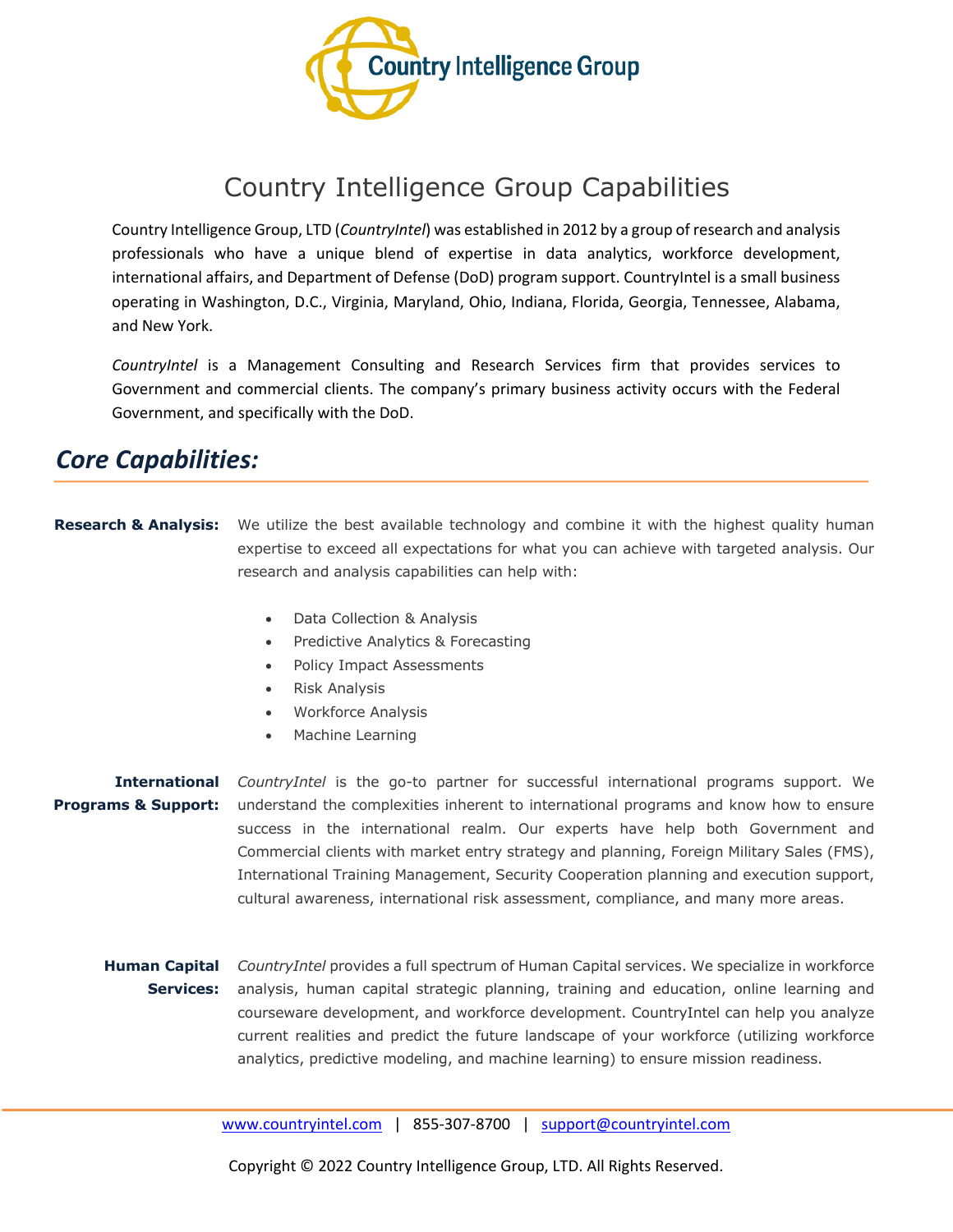Country Intelligence Group

# Country Intelligence Group Capabilities

Country Intelligence Group, LTD (*CountryIntel*) was established in 2012 by a group of research and analysis professionals who have a unique blend of expertise in data analytics, workforce development, international affairs, and Department of Defense (DoD) program support. CountryIntel is a small business operating in Washington, D.C., Virginia, Maryland, Ohio, Indiana, Florida, Georgia, Tennessee, Alabama, and New York.

*CountryIntel* is a Management Consulting and Research Services firm that provides services to Government and commercial clients. The company's primary business activity occurs with the Federal Government, and specifically with the DoD.

## *Core Capabilities:*

**Research & Analysis:** We utilize the best available technology and combine it with the highest quality human expertise to exceed all expectations for what you can achieve with targeted analysis. Our research and analysis capabilities can help with:

- Data Collection & Analysis
- Predictive Analytics & Forecasting
- Policy Impact Assessments
- Risk Analysis
- Workforce Analysis
- Machine Learning

**International Programs & Support:** *CountryIntel* is the go-to partner for successful international programs support. We understand the complexities inherent to international programs and know how to ensure success in the international realm. Our experts have help both Government and Commercial clients with market entry strategy and planning, Foreign Military Sales (FMS), International Training Management, Security Cooperation planning and execution support, cultural awareness, international risk assessment, compliance, and many more areas.

**Human Capital Services:** *CountryIntel* provides a full spectrum of Human Capital services. We specialize in workforce analysis, human capital strategic planning, training and education, online learning and courseware development, and workforce development. CountryIntel can help you analyze current realities and predict the future landscape of your workforce (utilizing workforce analytics, predictive modeling, and machine learning) to ensure mission readiness.

www.countryintel.com | 855-307-8700 | support@countryintel.com

Copyright © 2022 Country Intelligence Group, LTD. All Rights Reserved.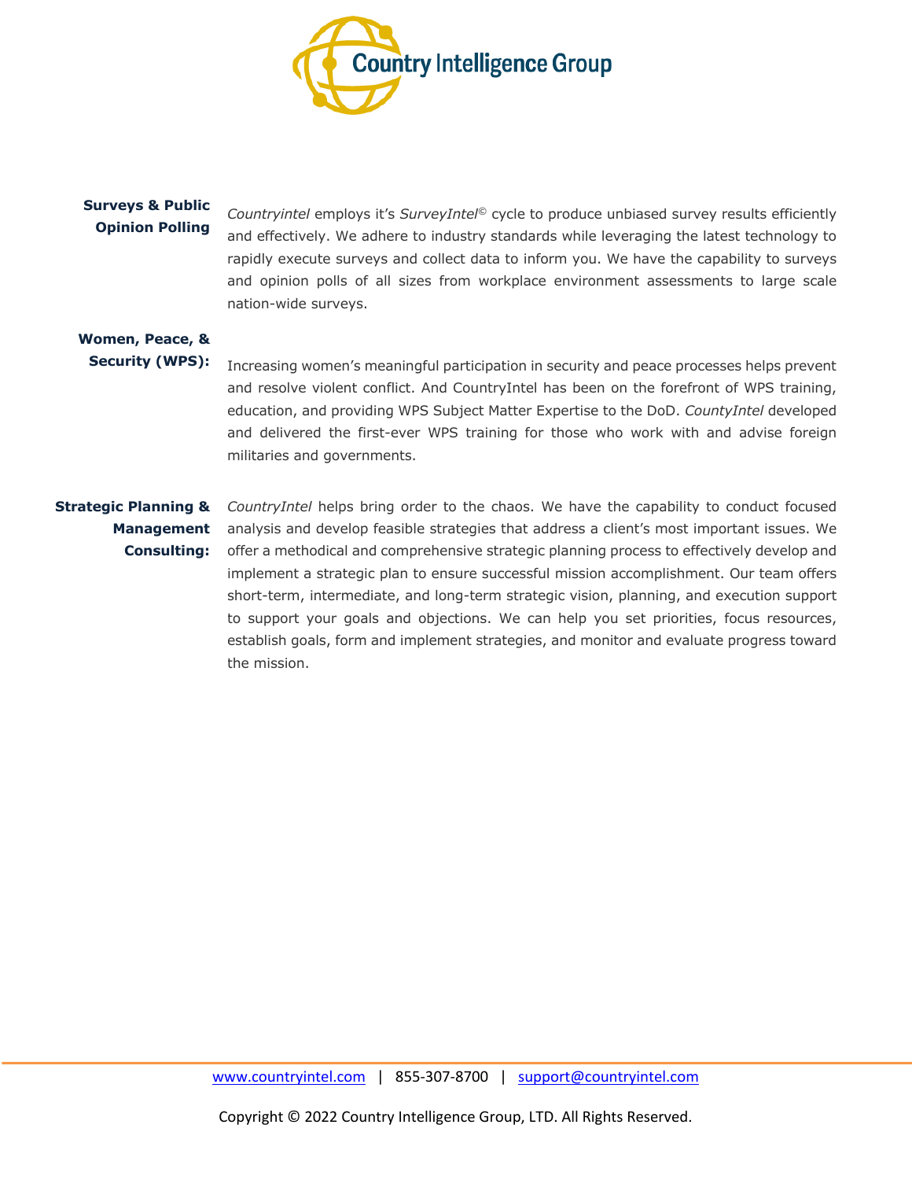**Surveys & Public Opinion Polling**

*Countryintel* employs it's *SurveyIntel*© cycle to produce unbiased survey results efficiently and effectively. We adhere to industry standards while leveraging the latest technology to rapidly execute surveys and collect data to inform you. We have the capability to surveys and opinion polls of all sizes from workplace environment assessments to large scale nation-wide surveys.

**Women, Peace, & Security (WPS):**

Increasing women's meaningful participation in security and peace processes helps prevent and resolve violent conflict. And CountryIntel has been on the forefront of WPS training, education, and providing WPS Subject Matter Expertise to the DoD. *CountyIntel* developed and delivered the first-ever WPS training for those who work with and advise foreign militaries and governments.

**Strategic Planning & Management Consulting:**

*CountryIntel* helps bring order to the chaos. We have the capability to conduct focused analysis and develop feasible strategies that address a client's most important issues. We offer a methodical and comprehensive strategic planning process to effectively develop and implement a strategic plan to ensure successful mission accomplishment. Our team offers short-term, intermediate, and long-term strategic vision, planning, and execution support to support your goals and objections. We can help you set priorities, focus resources, establish goals, form and implement strategies, and monitor and evaluate progress toward the mission.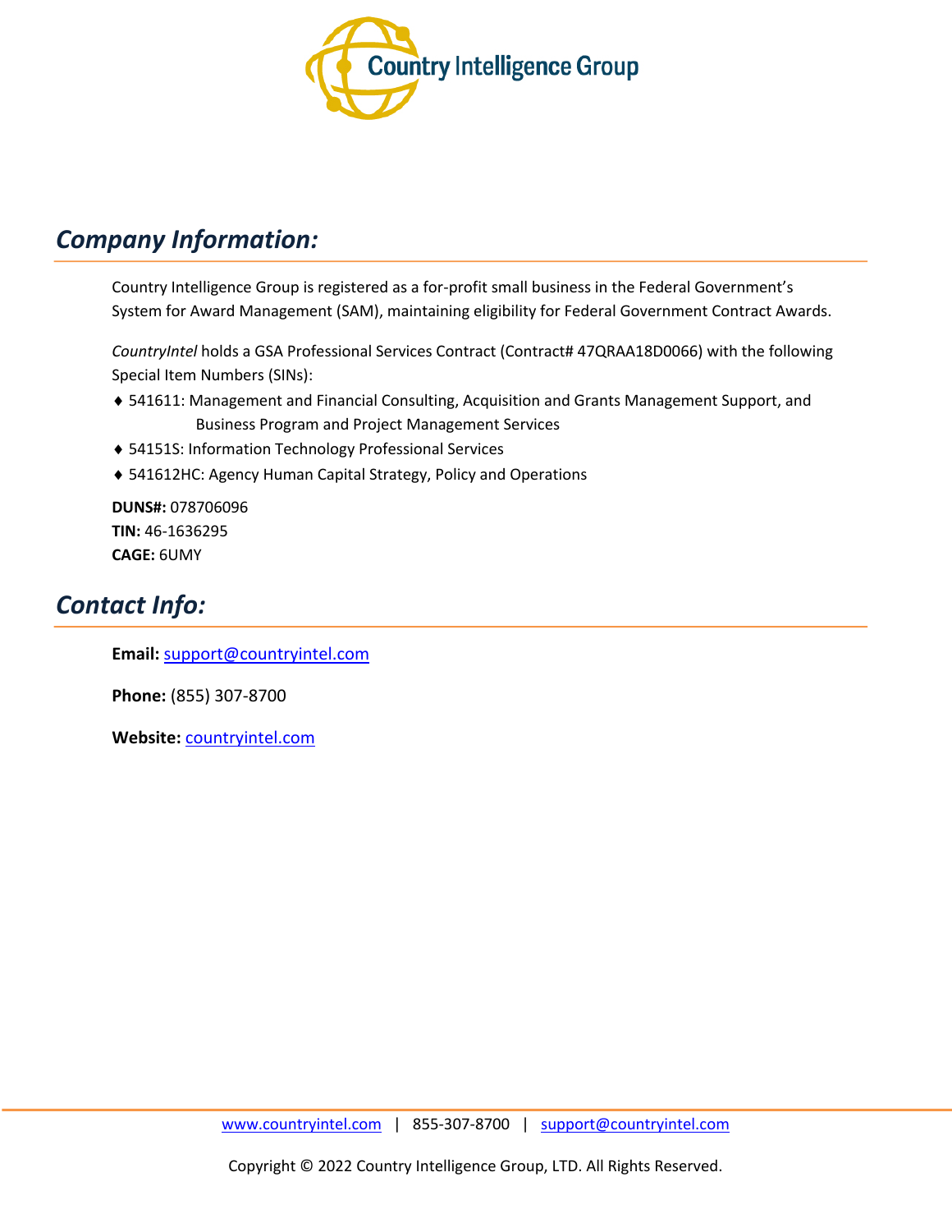Country Intelligence Group

## *Company Information:*

Country Intelligence Group is registered as a for-profit small business in the Federal Government's System for Award Management (SAM), maintaining eligibility for Federal Government Contract Awards.

*CountryIntel* holds a GSA Professional Services Contract (Contract# 47QRAA18D0066) with the following Special Item Numbers (SINs):

- ♦ 541611: Management and Financial Consulting, Acquisition and Grants Management Support, and Business Program and Project Management Services
- ♦ 54151S: Information Technology Professional Services
- ♦ 541612HC: Agency Human Capital Strategy, Policy and Operations

**DUNS#:** 078706096
**TIN:** 46-1636295
**CAGE:** 6UMY

## *Contact Info:*

**Email:** support@countryintel.com

**Phone:** (855) 307-8700

**Website:** countryintel.com

www.countryintel.com | 855-307-8700 | support@countryintel.com

Copyright © 2022 Country Intelligence Group, LTD. All Rights Reserved.